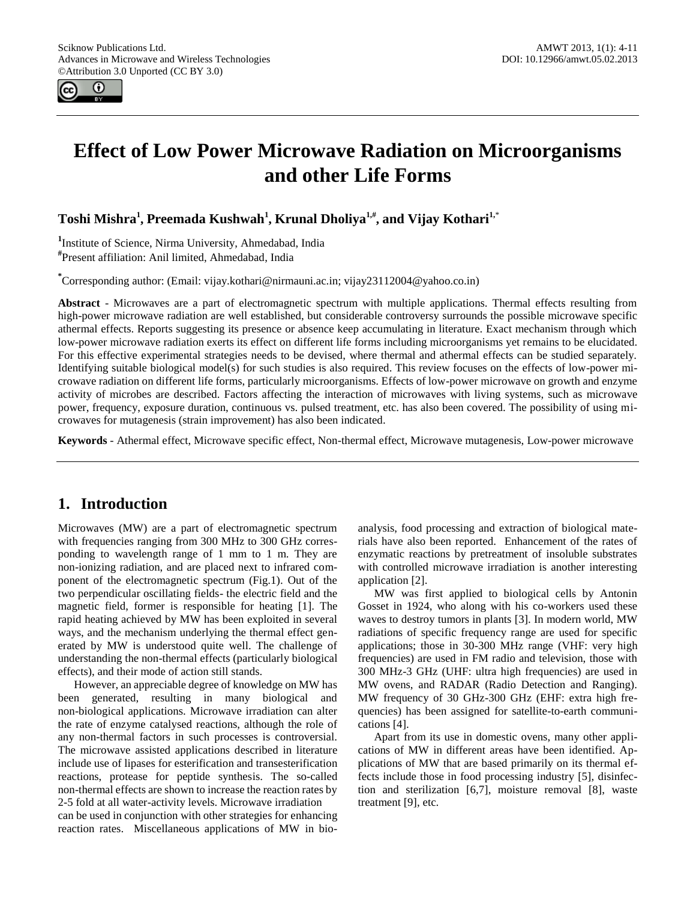# Effect of Low Power Microwave Radiation on Microorganisms and other Life Forms

**Toshi Mishra[1], Preemada Kushwah[1], Krunal Dholiya[1,#], and Vijay Kothari[1,*]**

[1]Institute of Science, Nirma University, Ahmedabad, India

[#]Present affiliation: Anil limited, Ahmedabad, India

[*]Corresponding author: (Email: vijay.kothari@nirmauni.ac.in; vijay23112004@yahoo.co.in)

**Abstract** - Microwaves are a part of electromagnetic spectrum with multiple applications. Thermal effects resulting from high-power microwave radiation are well established, but considerable controversy surrounds the possible microwave specific athermal effects. Reports suggesting its presence or absence keep accumulating in literature. Exact mechanism through which low-power microwave radiation exerts its effect on different life forms including microorganisms yet remains to be elucidated. For this effective experimental strategies needs to be devised, where thermal and athermal effects can be studied separately. Identifying suitable biological model(s) for such studies is also required. This review focuses on the effects of low-power microwave radiation on different life forms, particularly microorganisms. Effects of low-power microwave on growth and enzyme activity of microbes are described. Factors affecting the interaction of microwaves with living systems, such as microwave power, frequency, exposure duration, continuous vs. pulsed treatment, etc. has also been covered. The possibility of using microwaves for mutagenesis (strain improvement) has also been indicated.

**Keywords** - Athermal effect, Microwave specific effect, Non-thermal effect, Microwave mutagenesis, Low-power microwave

## 1. Introduction

Microwaves (MW) are a part of electromagnetic spectrum with frequencies ranging from 300 MHz to 300 GHz corresponding to wavelength range of 1 mm to 1 m. They are non-ionizing radiation, and are placed next to infrared component of the electromagnetic spectrum (Fig.1). Out of the two perpendicular oscillating fields- the electric field and the magnetic field, former is responsible for heating [1]. The rapid heating achieved by MW has been exploited in several ways, and the mechanism underlying the thermal effect generated by MW is understood quite well. The challenge of understanding the non-thermal effects (particularly biological effects), and their mode of action still stands.

However, an appreciable degree of knowledge on MW has been generated, resulting in many biological and non-biological applications. Microwave irradiation can alter the rate of enzyme catalysed reactions, although the role of any non-thermal factors in such processes is controversial. The microwave assisted applications described in literature include use of lipases for esterification and transesterification reactions, protease for peptide synthesis. The so-called non-thermal effects are shown to increase the reaction rates by 2-5 fold at all water-activity levels. Microwave irradiation can be used in conjunction with other strategies for enhancing reaction rates. Miscellaneous applications of MW in bio-analysis, food processing and extraction of biological materials have also been reported. Enhancement of the rates of enzymatic reactions by pretreatment of insoluble substrates with controlled microwave irradiation is another interesting application [2].

MW was first applied to biological cells by Antonin Gosset in 1924, who along with his co-workers used these waves to destroy tumors in plants [3]. In modern world, MW radiations of specific frequency range are used for specific applications; those in 30-300 MHz range (VHF: very high frequencies) are used in FM radio and television, those with 300 MHz-3 GHz (UHF: ultra high frequencies) are used in MW ovens, and RADAR (Radio Detection and Ranging). MW frequency of 30 GHz-300 GHz (EHF: extra high frequencies) has been assigned for satellite-to-earth communications [4].

Apart from its use in domestic ovens, many other applications of MW in different areas have been identified. Applications of MW that are based primarily on its thermal effects include those in food processing industry [5], disinfection and sterilization [6,7], moisture removal [8], waste treatment [9], etc.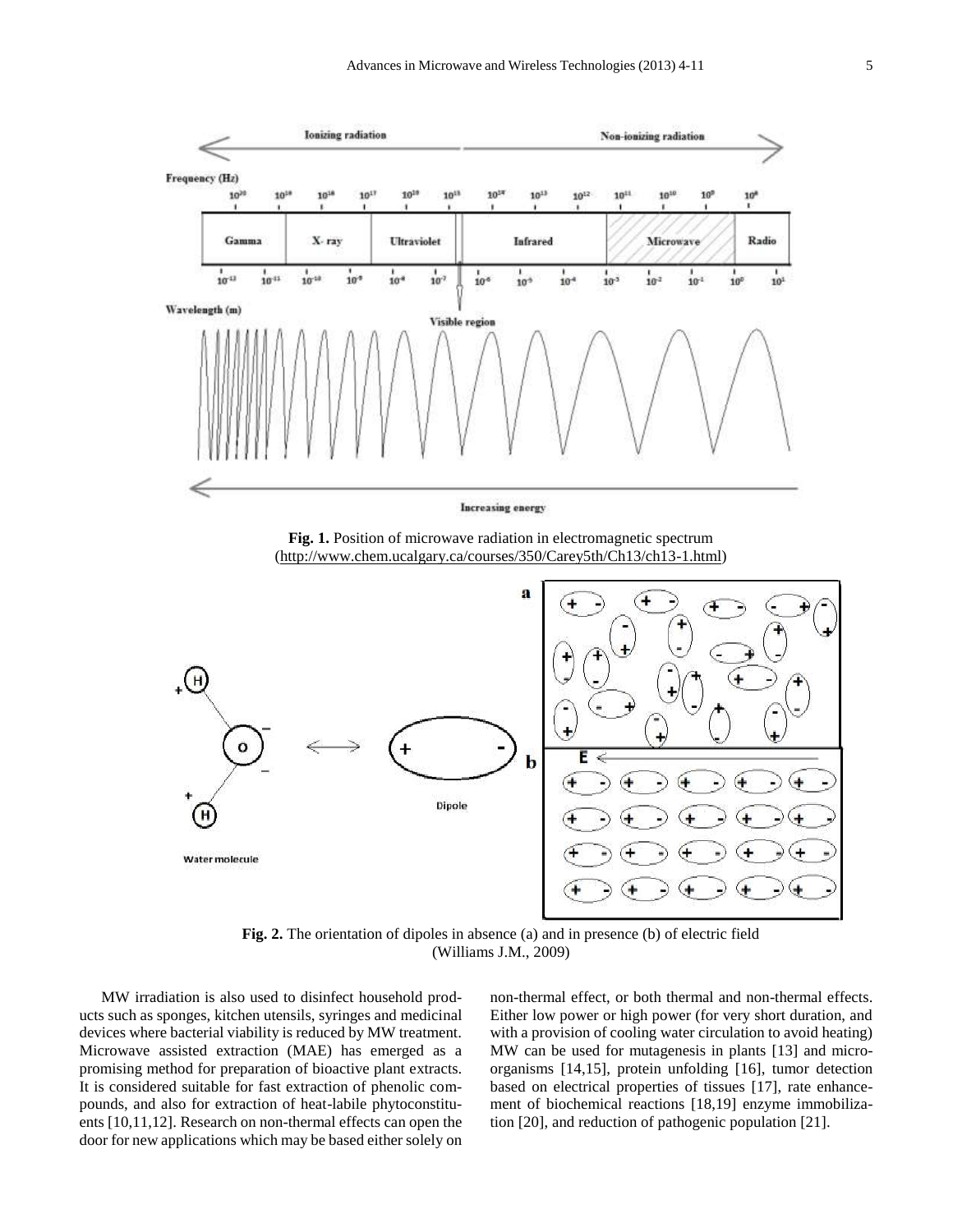**Fig. 1.** Position of microwave radiation in electromagnetic spectrum (http://www.chem.ucalgary.ca/courses/350/Carey5th/Ch13/ch13-1.html)

**Fig. 2.** The orientation of dipoles in absence (a) and in presence (b) of electric field (Williams J.M., 2009)

MW irradiation is also used to disinfect household products such as sponges, kitchen utensils, syringes and medicinal devices where bacterial viability is reduced by MW treatment. Microwave assisted extraction (MAE) has emerged as a promising method for preparation of bioactive plant extracts. It is considered suitable for fast extraction of phenolic compounds, and also for extraction of heat-labile phytoconstituents [10,11,12]. Research on non-thermal effects can open the door for new applications which may be based either solely on non-thermal effect, or both thermal and non-thermal effects. Either low power or high power (for very short duration, and with a provision of cooling water circulation to avoid heating) MW can be used for mutagenesis in plants [13] and microorganisms [14,15], protein unfolding [16], tumor detection based on electrical properties of tissues [17], rate enhancement of biochemical reactions [18,19] enzyme immobilization [20], and reduction of pathogenic population [21].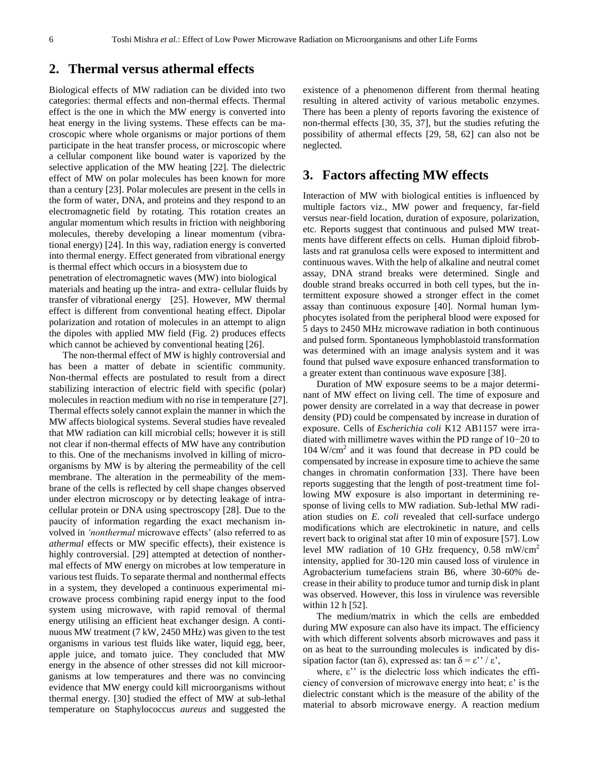## 2. Thermal versus athermal effects

Biological effects of MW radiation can be divided into two categories: thermal effects and non-thermal effects. Thermal effect is the one in which the MW energy is converted into heat energy in the living systems. These effects can be macroscopic where whole organisms or major portions of them participate in the heat transfer process, or microscopic where a cellular component like bound water is vaporized by the selective application of the MW heating [22]. The dielectric effect of MW on polar molecules has been known for more than a century [23]. Polar molecules are present in the cells in the form of water, DNA, and proteins and they respond to an electromagnetic field by rotating. This rotation creates an angular momentum which results in friction with neighboring molecules, thereby developing a linear momentum (vibrational energy) [24]. In this way, radiation energy is converted into thermal energy. Effect generated from vibrational energy is thermal effect which occurs in a biosystem due to penetration of electromagnetic waves (MW) into biological materials and heating up the intra- and extra- cellular fluids by transfer of vibrational energy [25]. However, MW thermal effect is different from conventional heating effect. Dipolar polarization and rotation of molecules in an attempt to align the dipoles with applied MW field (Fig. 2) produces effects which cannot be achieved by conventional heating [26].

The non-thermal effect of MW is highly controversial and has been a matter of debate in scientific community. Non-thermal effects are postulated to result from a direct stabilizing interaction of electric field with specific (polar) molecules in reaction medium with no rise in temperature [27]. Thermal effects solely cannot explain the manner in which the MW affects biological systems. Several studies have revealed that MW radiation can kill microbial cells; however it is still not clear if non-thermal effects of MW have any contribution to this. One of the mechanisms involved in killing of microorganisms by MW is by altering the permeability of the cell membrane. The alteration in the permeability of the membrane of the cells is reflected by cell shape changes observed under electron microscopy or by detecting leakage of intracellular protein or DNA using spectroscopy [28]. Due to the paucity of information regarding the exact mechanism involved in *'nonthermal* microwave effects' (also referred to as *athermal* effects or MW specific effects), their existence is highly controversial. [29] attempted at detection of nonthermal effects of MW energy on microbes at low temperature in various test fluids. To separate thermal and nonthermal effects in a system, they developed a continuous experimental microwave process combining rapid energy input to the food system using microwave, with rapid removal of thermal energy utilising an efficient heat exchanger design. A continuous MW treatment (7 kW, 2450 MHz) was given to the test organisms in various test fluids like water, liquid egg, beer, apple juice, and tomato juice. They concluded that MW energy in the absence of other stresses did not kill microorganisms at low temperatures and there was no convincing evidence that MW energy could kill microorganisms without thermal energy. [30] studied the effect of MW at sub-lethal temperature on Staphylococcus *aureus* and suggested the existence of a phenomenon different from thermal heating resulting in altered activity of various metabolic enzymes. There has been a plenty of reports favoring the existence of non-thermal effects [30, 35, 37], but the studies refuting the possibility of athermal effects [29, 58, 62] can also not be neglected.

## 3. Factors affecting MW effects

Interaction of MW with biological entities is influenced by multiple factors viz., MW power and frequency, far-field versus near-field location, duration of exposure, polarization, etc. Reports suggest that continuous and pulsed MW treatments have different effects on cells. Human diploid fibroblasts and rat granulosa cells were exposed to intermittent and continuous waves. With the help of alkaline and neutral comet assay, DNA strand breaks were determined. Single and double strand breaks occurred in both cell types, but the intermittent exposure showed a stronger effect in the comet assay than continuous exposure [40]. Normal human lymphocytes isolated from the peripheral blood were exposed for 5 days to 2450 MHz microwave radiation in both continuous and pulsed form. Spontaneous lymphoblastoid transformation was determined with an image analysis system and it was found that pulsed wave exposure enhanced transformation to a greater extent than continuous wave exposure [38].

Duration of MW exposure seems to be a major determinant of MW effect on living cell. The time of exposure and power density are correlated in a way that decrease in power density (PD) could be compensated by increase in duration of exposure. Cells of *Escherichia coli* K12 AB1157 were irradiated with millimetre waves within the PD range of 10−20 to 104 W/cm$^2$ and it was found that decrease in PD could be compensated by increase in exposure time to achieve the same changes in chromatin conformation [33]. There have been reports suggesting that the length of post-treatment time following MW exposure is also important in determining response of living cells to MW radiation. Sub-lethal MW radiation studies on *E. coli* revealed that cell-surface undergo modifications which are electrokinetic in nature, and cells revert back to original stat after 10 min of exposure [57]. Low level MW radiation of 10 GHz frequency, 0.58 mW/cm$^2$ intensity, applied for 30-120 min caused loss of virulence in Agrobacterium tumefaciens strain B6, where 30-60% decrease in their ability to produce tumor and turnip disk in plant was observed. However, this loss in virulence was reversible within 12 h [52].

The medium/matrix in which the cells are embedded during MW exposure can also have its impact. The efficiency with which different solvents absorb microwaves and pass it on as heat to the surrounding molecules is indicated by dissipation factor (tan δ), expressed as: $\tan \delta = \varepsilon'' / \varepsilon'$,

where, ε'' is the dielectric loss which indicates the efficiency of conversion of microwave energy into heat; ε' is the dielectric constant which is the measure of the ability of the material to absorb microwave energy. A reaction medium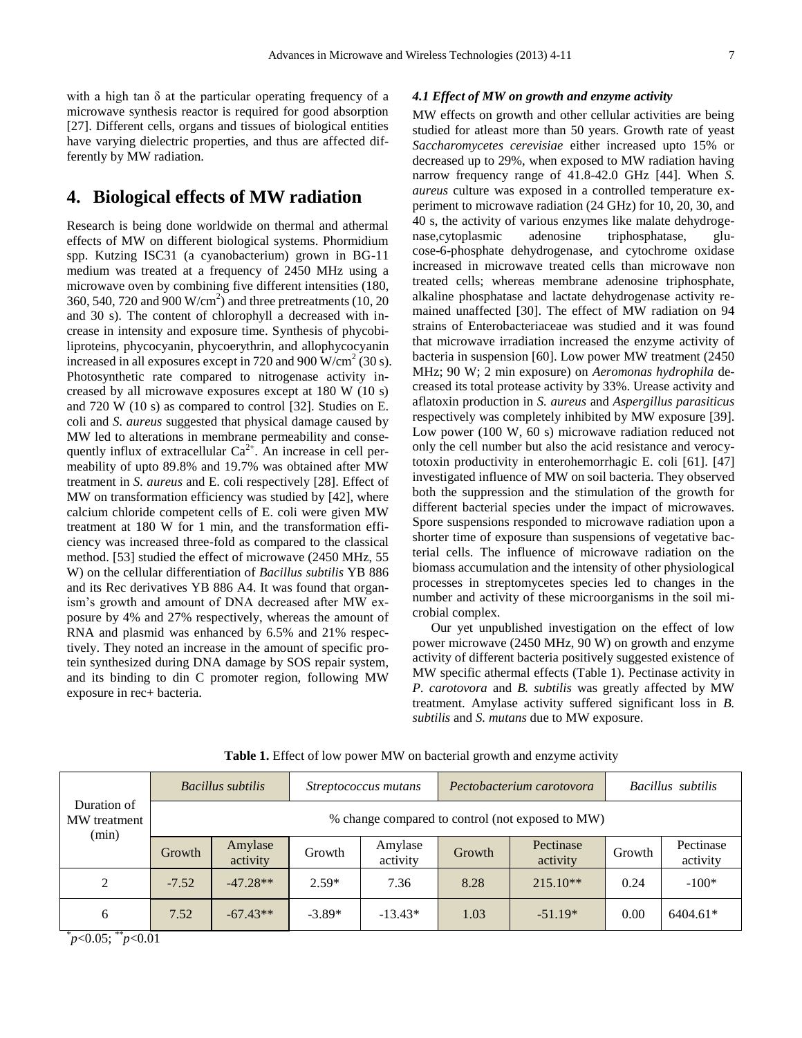with a high tan δ at the particular operating frequency of a microwave synthesis reactor is required for good absorption [27]. Different cells, organs and tissues of biological entities have varying dielectric properties, and thus are affected differently by MW radiation.

# 4. Biological effects of MW radiation

Research is being done worldwide on thermal and athermal effects of MW on different biological systems. Phormidium spp. Kutzing ISC31 (a cyanobacterium) grown in BG-11 medium was treated at a frequency of 2450 MHz using a microwave oven by combining five different intensities (180, 360, 540, 720 and 900 W/cm$^2$) and three pretreatments (10, 20 and 30 s). The content of chlorophyll a decreased with increase in intensity and exposure time. Synthesis of phycobiliproteins, phycocyanin, phycoerythrin, and allophycocyanin increased in all exposures except in 720 and 900 W/cm$^2$ (30 s). Photosynthetic rate compared to nitrogenase activity increased by all microwave exposures except at 180 W (10 s) and 720 W (10 s) as compared to control [32]. Studies on E. coli and *S. aureus* suggested that physical damage caused by MW led to alterations in membrane permeability and consequently influx of extracellular $Ca^{2+}$. An increase in cell permeability of upto 89.8% and 19.7% was obtained after MW treatment in *S. aureus* and E. coli respectively [28]. Effect of MW on transformation efficiency was studied by [42], where calcium chloride competent cells of E. coli were given MW treatment at 180 W for 1 min, and the transformation efficiency was increased three-fold as compared to the classical method. [53] studied the effect of microwave (2450 MHz, 55 W) on the cellular differentiation of *Bacillus subtilis* YB 886 and its Rec derivatives YB 886 A4. It was found that organism's growth and amount of DNA decreased after MW exposure by 4% and 27% respectively, whereas the amount of RNA and plasmid was enhanced by 6.5% and 21% respectively. They noted an increase in the amount of specific protein synthesized during DNA damage by SOS repair system, and its binding to din C promoter region, following MW exposure in rec+ bacteria.

### 4.1 Effect of MW on growth and enzyme activity

MW effects on growth and other cellular activities are being studied for atleast more than 50 years. Growth rate of yeast *Saccharomycetes cerevisiae* either increased upto 15% or decreased up to 29%, when exposed to MW radiation having narrow frequency range of 41.8-42.0 GHz [44]. When *S. aureus* culture was exposed in a controlled temperature experiment to microwave radiation (24 GHz) for 10, 20, 30, and 40 s, the activity of various enzymes like malate dehydrogenase,cytoplasmic adenosine triphosphatase, glucose-6-phosphate dehydrogenase, and cytochrome oxidase increased in microwave treated cells than microwave non treated cells; whereas membrane adenosine triphosphate, alkaline phosphatase and lactate dehydrogenase activity remained unaffected [30]. The effect of MW radiation on 94 strains of Enterobacteriaceae was studied and it was found that microwave irradiation increased the enzyme activity of bacteria in suspension [60]. Low power MW treatment (2450 MHz; 90 W; 2 min exposure) on *Aeromonas hydrophila* decreased its total protease activity by 33%. Urease activity and aflatoxin production in *S. aureus* and *Aspergillus parasiticus* respectively was completely inhibited by MW exposure [39]. Low power (100 W, 60 s) microwave radiation reduced not only the cell number but also the acid resistance and verocytotoxin productivity in enterohemorrhagic E. coli [61]. [47] investigated influence of MW on soil bacteria. They observed both the suppression and the stimulation of the growth for different bacterial species under the impact of microwaves. Spore suspensions responded to microwave radiation upon a shorter time of exposure than suspensions of vegetative bacterial cells. The influence of microwave radiation on the biomass accumulation and the intensity of other physiological processes in streptomycetes species led to changes in the number and activity of these microorganisms in the soil microbial complex.

Our yet unpublished investigation on the effect of low power microwave (2450 MHz, 90 W) on growth and enzyme activity of different bacteria positively suggested existence of MW specific athermal effects (Table 1). Pectinase activity in *P. carotovora* and *B. subtilis* was greatly affected by MW treatment. Amylase activity suffered significant loss in *B. subtilis* and *S. mutans* due to MW exposure.

**Table 1.** Effect of low power MW on bacterial growth and enzyme activity

| Duration of MW treatment (min) | *Bacillus subtilis* | | *Streptococcus mutans* | | *Pectobacterium carotovora* | | *Bacillus subtilis* | |
|---|---|---|---|---|---|---|---|---|
| | % change compared to control (not exposed to MW) | | | | | | | |
| | Growth | Amylase activity | Growth | Amylase activity | Growth | Pectinase activity | Growth | Pectinase activity |
| 2 | -7.52 | -47.28** | 2.59* | 7.36 | 8.28 | 215.10** | 0.24 | -100* |
| 6 | 7.52 | -67.43** | -3.89* | -13.43* | 1.03 | -51.19* | 0.00 | 6404.61* |

*$p<0.05$; **$p<0.01$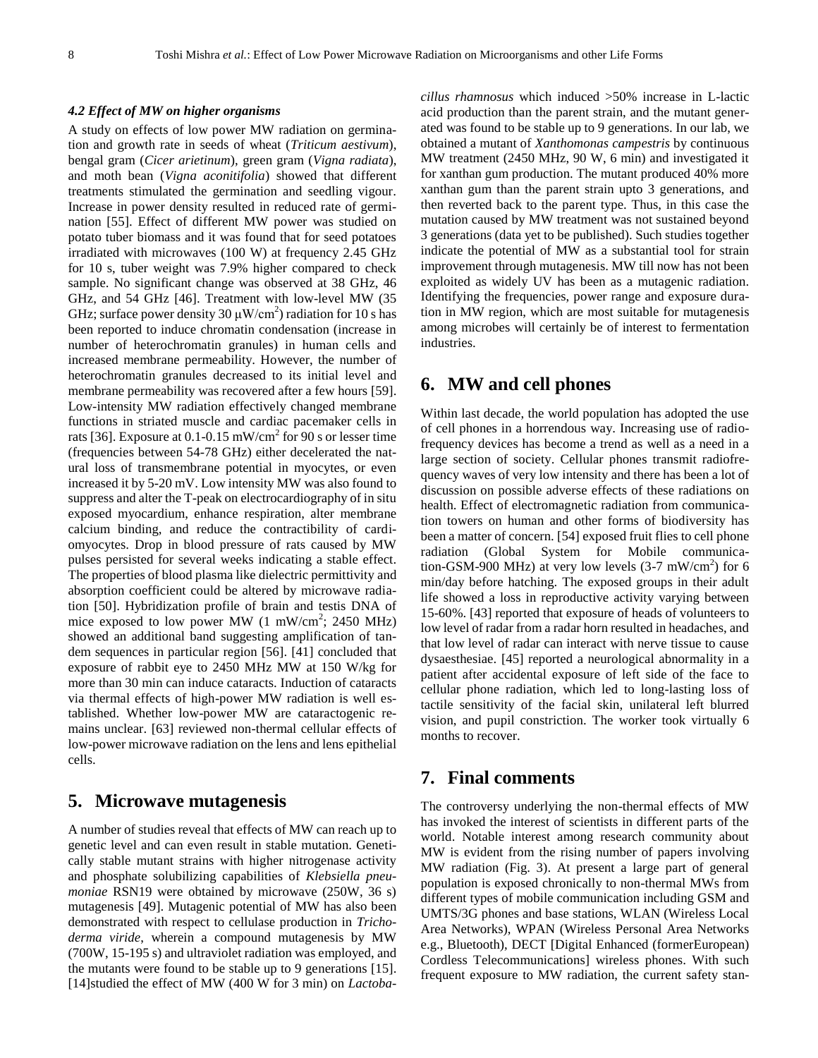#### *4.2 Effect of MW on higher organisms*

A study on effects of low power MW radiation on germination and growth rate in seeds of wheat (*Triticum aestivum*), bengal gram (*Cicer arietinum*), green gram (*Vigna radiata*), and moth bean (*Vigna aconitifolia*) showed that different treatments stimulated the germination and seedling vigour. Increase in power density resulted in reduced rate of germination [55]. Effect of different MW power was studied on potato tuber biomass and it was found that for seed potatoes irradiated with microwaves (100 W) at frequency 2.45 GHz for 10 s, tuber weight was 7.9% higher compared to check sample. No significant change was observed at 38 GHz, 46 GHz, and 54 GHz [46]. Treatment with low-level MW (35 GHz; surface power density 30 μW/cm$^2$) radiation for 10 s has been reported to induce chromatin condensation (increase in number of heterochromatin granules) in human cells and increased membrane permeability. However, the number of heterochromatin granules decreased to its initial level and membrane permeability was recovered after a few hours [59]. Low-intensity MW radiation effectively changed membrane functions in striated muscle and cardiac pacemaker cells in rats [36]. Exposure at 0.1-0.15 mW/cm$^2$ for 90 s or lesser time (frequencies between 54-78 GHz) either decelerated the natural loss of transmembrane potential in myocytes, or even increased it by 5-20 mV. Low intensity MW was also found to suppress and alter the T-peak on electrocardiography of in situ exposed myocardium, enhance respiration, alter membrane calcium binding, and reduce the contractibility of cardiomyocytes. Drop in blood pressure of rats caused by MW pulses persisted for several weeks indicating a stable effect. The properties of blood plasma like dielectric permittivity and absorption coefficient could be altered by microwave radiation [50]. Hybridization profile of brain and testis DNA of mice exposed to low power MW (1 mW/cm$^2$; 2450 MHz) showed an additional band suggesting amplification of tandem sequences in particular region [56]. [41] concluded that exposure of rabbit eye to 2450 MHz MW at 150 W/kg for more than 30 min can induce cataracts. Induction of cataracts via thermal effects of high-power MW radiation is well established. Whether low-power MW are cataractogenic remains unclear. [63] reviewed non-thermal cellular effects of low-power microwave radiation on the lens and lens epithelial cells.

## 5. Microwave mutagenesis

A number of studies reveal that effects of MW can reach up to genetic level and can even result in stable mutation. Genetically stable mutant strains with higher nitrogenase activity and phosphate solubilizing capabilities of *Klebsiella pneumoniae* RSN19 were obtained by microwave (250W, 36 s) mutagenesis [49]. Mutagenic potential of MW has also been demonstrated with respect to cellulase production in *Trichoderma viride*, wherein a compound mutagenesis by MW (700W, 15-195 s) and ultraviolet radiation was employed, and the mutants were found to be stable up to 9 generations [15]. [14]studied the effect of MW (400 W for 3 min) on *Lactobacillus rhamnosus* which induced >50% increase in L-lactic acid production than the parent strain, and the mutant generated was found to be stable up to 9 generations. In our lab, we obtained a mutant of *Xanthomonas campestris* by continuous MW treatment (2450 MHz, 90 W, 6 min) and investigated it for xanthan gum production. The mutant produced 40% more xanthan gum than the parent strain upto 3 generations, and then reverted back to the parent type. Thus, in this case the mutation caused by MW treatment was not sustained beyond 3 generations (data yet to be published). Such studies together indicate the potential of MW as a substantial tool for strain improvement through mutagenesis. MW till now has not been exploited as widely UV has been as a mutagenic radiation. Identifying the frequencies, power range and exposure duration in MW region, which are most suitable for mutagenesis among microbes will certainly be of interest to fermentation industries.

## 6. MW and cell phones

Within last decade, the world population has adopted the use of cell phones in a horrendous way. Increasing use of radiofrequency devices has become a trend as well as a need in a large section of society. Cellular phones transmit radiofrequency waves of very low intensity and there has been a lot of discussion on possible adverse effects of these radiations on health. Effect of electromagnetic radiation from communication towers on human and other forms of biodiversity has been a matter of concern. [54] exposed fruit flies to cell phone radiation (Global System for Mobile communication-GSM-900 MHz) at very low levels (3-7 mW/cm$^2$) for 6 min/day before hatching. The exposed groups in their adult life showed a loss in reproductive activity varying between 15-60%. [43] reported that exposure of heads of volunteers to low level of radar from a radar horn resulted in headaches, and that low level of radar can interact with nerve tissue to cause dysaesthesiae. [45] reported a neurological abnormality in a patient after accidental exposure of left side of the face to cellular phone radiation, which led to long-lasting loss of tactile sensitivity of the facial skin, unilateral left blurred vision, and pupil constriction. The worker took virtually 6 months to recover.

## 7. Final comments

The controversy underlying the non-thermal effects of MW has invoked the interest of scientists in different parts of the world. Notable interest among research community about MW is evident from the rising number of papers involving MW radiation (Fig. 3). At present a large part of general population is exposed chronically to non-thermal MWs from different types of mobile communication including GSM and UMTS/3G phones and base stations, WLAN (Wireless Local Area Networks), WPAN (Wireless Personal Area Networks e.g., Bluetooth), DECT [Digital Enhanced (formerEuropean) Cordless Telecommunications] wireless phones. With such frequent exposure to MW radiation, the current safety stan-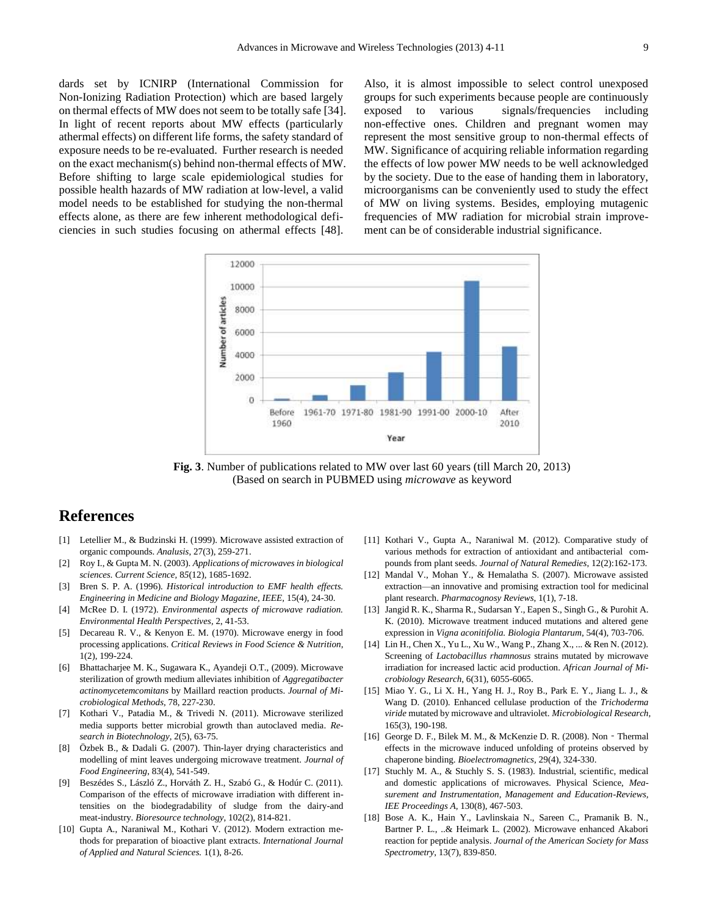dards set by ICNIRP (International Commission for Non-Ionizing Radiation Protection) which are based largely on thermal effects of MW does not seem to be totally safe [34]. In light of recent reports about MW effects (particularly athermal effects) on different life forms, the safety standard of exposure needs to be re-evaluated. Further research is needed on the exact mechanism(s) behind non-thermal effects of MW. Before shifting to large scale epidemiological studies for possible health hazards of MW radiation at low-level, a valid model needs to be established for studying the non-thermal effects alone, as there are few inherent methodological deficiencies in such studies focusing on athermal effects [48]. Also, it is almost impossible to select control unexposed groups for such experiments because people are continuously exposed to various signals/frequencies including non-effective ones. Children and pregnant women may represent the most sensitive group to non-thermal effects of MW. Significance of acquiring reliable information regarding the effects of low power MW needs to be well acknowledged by the society. Due to the ease of handing them in laboratory, microorganisms can be conveniently used to study the effect of MW on living systems. Besides, employing mutagenic frequencies of MW radiation for microbial strain improvement can be of considerable industrial significance.

**Fig. 3**. Number of publications related to MW over last 60 years (till March 20, 2013) (Based on search in PUBMED using *microwave* as keyword

# References

[1] Letellier M., & Budzinski H. (1999). Microwave assisted extraction of organic compounds. *Analusis*, 27(3), 259-271.

[2] Roy I., & Gupta M. N. (2003). *Applications of microwaves in biological sciences. Current Science*, 85(12), 1685-1692.

[3] Bren S. P. A. (1996). *Historical introduction to EMF health effects. Engineering in Medicine and Biology Magazine, IEEE*, 15(4), 24-30.

[4] McRee D. I. (1972). *Environmental aspects of microwave radiation. Environmental Health Perspectives*, 2, 41-53.

[5] Decareau R. V., & Kenyon E. M. (1970). Microwave energy in food processing applications. *Critical Reviews in Food Science & Nutrition*, 1(2), 199-224.

[6] Bhattacharjee M. K., Sugawara K., Ayandeji O.T., (2009). Microwave sterilization of growth medium alleviates inhibition of *Aggregatibacter actinomycetemcomitans* by Maillard reaction products. *Journal of Microbiological Methods*, 78, 227-230.

[7] Kothari V., Patadia M., & Trivedi N. (2011). Microwave sterilized media supports better microbial growth than autoclaved media. *Research in Biotechnology*, 2(5), 63-75.

[8] Özbek B., & Dadali G. (2007). Thin-layer drying characteristics and modelling of mint leaves undergoing microwave treatment. *Journal of Food Engineering*, 83(4), 541-549.

[9] Beszédes S., László Z., Horváth Z. H., Szabó G., & Hodúr C. (2011). Comparison of the effects of microwave irradiation with different intensities on the biodegradability of sludge from the dairy-and meat-industry. *Bioresource technology*, 102(2), 814-821.

[10] Gupta A., Naraniwal M., Kothari V. (2012). Modern extraction methods for preparation of bioactive plant extracts. *International Journal of Applied and Natural Sciences.* 1(1), 8-26.

[11] Kothari V., Gupta A., Naraniwal M. (2012). Comparative study of various methods for extraction of antioxidant and antibacterial compounds from plant seeds. *Journal of Natural Remedies*, 12(2):162-173.

[12] Mandal V., Mohan Y., & Hemalatha S. (2007). Microwave assisted extraction—an innovative and promising extraction tool for medicinal plant research. *Pharmacognosy Reviews*, 1(1), 7-18.

[13] Jangid R. K., Sharma R., Sudarsan Y., Eapen S., Singh G., & Purohit A. K. (2010). Microwave treatment induced mutations and altered gene expression in *Vigna aconitifolia. Biologia Plantarum*, 54(4), 703-706.

[14] Lin H., Chen X., Yu L., Xu W., Wang P., Zhang X., ... & Ren N. (2012). Screening of *Lactobacillus rhamnosus* strains mutated by microwave irradiation for increased lactic acid production. *African Journal of Microbiology Research*, 6(31), 6055-6065.

[15] Miao Y. G., Li X. H., Yang H. J., Roy B., Park E. Y., Jiang L. J., & Wang D. (2010). Enhanced cellulase production of the *Trichoderma viride* mutated by microwave and ultraviolet. *Microbiological Research*, 165(3), 190-198.

[16] George D. F., Bilek M. M., & McKenzie D. R. (2008). Non - Thermal effects in the microwave induced unfolding of proteins observed by chaperone binding. *Bioelectromagnetics*, 29(4), 324-330.

[17] Stuchly M. A., & Stuchly S. S. (1983). Industrial, scientific, medical and domestic applications of microwaves. Physical Science, *Measurement and Instrumentation, Management and Education-Reviews, IEE Proceedings A*, 130(8), 467-503.

[18] Bose A. K., Hain Y., Lavlinskaia N., Sareen C., Pramanik B. N., Bartner P. L., ..& Heimark L. (2002). Microwave enhanced Akabori reaction for peptide analysis. *Journal of the American Society for Mass Spectrometry*, 13(7), 839-850.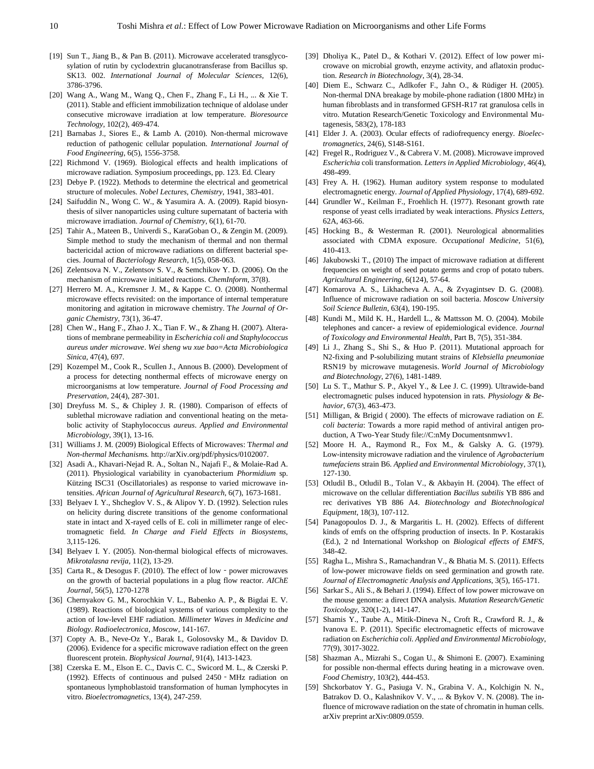[19] Sun T., Jiang B., & Pan B. (2011). Microwave accelerated transglycosylation of rutin by cyclodextrin glucanotransferase from Bacillus sp. SK13. 002. *International Journal of Molecular Sciences*, 12(6), 3786-3796.

[20] Wang A., Wang M., Wang Q., Chen F., Zhang F., Li H., ... & Xie T. (2011). Stable and efficient immobilization technique of aldolase under consecutive microwave irradiation at low temperature. *Bioresource Technology*, 102(2), 469-474.

[21] Barnabas J., Siores E., & Lamb A. (2010). Non-thermal microwave reduction of pathogenic cellular population. *International Journal of Food Engineering*, 6(5), 1556-3758.

[22] Richmond V. (1969). Biological effects and health implications of microwave radiation. Symposium proceedings, pp. 123. Ed. Cleary

[23] Debye P. (1922). Methods to determine the electrical and geometrical structure of molecules. *Nobel Lectures, Chemistry*, 1941, 383-401.

[24] Saifuddin N., Wong C. W., & Yasumira A. A. (2009). Rapid biosynthesis of silver nanoparticles using culture supernatant of bacteria with microwave irradiation. *Journal of Chemistry*, 6(1), 61-70.

[25] Tahir A., Mateen B., Univerdi S., KaraGoban O., & Zengin M. (2009). Simple method to study the mechanism of thermal and non thermal bactericidal action of microwave radiations on different bacterial species. Journal of *Bacteriology Research*, 1(5), 058-063.

[26] Zelentsova N. V., Zelentsov S. V., & Semchikov Y. D. (2006). On the mechanism of microwave initiated reactions. *ChemInform*, 37(8).

[27] Herrero M. A., Kremsner J. M., & Kappe C. O. (2008). Nonthermal microwave effects revisited: on the importance of internal temperature monitoring and agitation in microwave chemistry. T*he Journal of Organic Chemistry*, 73(1), 36-47.

[28] Chen W., Hang F., Zhao J. X., Tian F. W., & Zhang H. (2007). Alterations of membrane permeability in *Escherichia coli and Staphylococcus aureus under microwave*. *Wei sheng wu xue bao=Acta Microbiologica Sinica*, 47(4), 697.

[29] Kozempel M., Cook R., Scullen J., Annous B. (2000). Development of a process for detecting nonthermal effects of microwave energy on microorganisms at low temperature. *Journal of Food Processing and Preservation*, 24(4), 287-301.

[30] Dreyfuss M. S., & Chipley J. R. (1980). Comparison of effects of sublethal microwave radiation and conventional heating on the metabolic activity of Staphylococcus *aureus*. *Applied and Environmental Microbiology*, 39(1), 13-16.

[31] Williams J. M. (2009) Biological Effects of Microwaves: T*hermal and Non-thermal Mechanisms.* http://arXiv.org/pdf/physics/0102007.

[32] Asadi A., Khavari-Nejad R. A., Soltan N., Najafi F., & Molaie-Rad A. (2011). Physiological variability in cyanobacterium *Phormidium* sp. Kützing ISC31 (Oscillatoriales) as response to varied microwave intensities. *African Journal of Agricultural Research*, 6(7), 1673-1681.

[33] Belyaev I. Y., Shcheglov V. S., & Alipov Y. D. (1992). Selection rules on helicity during discrete transitions of the genome conformational state in intact and X-rayed cells of E. coli in millimeter range of electromagnetic field. *In Charge and Field Effects in Biosystems*, 3,115-126.

[34] Belyaev I. Y. (2005). Non-thermal biological effects of microwaves. *Mikrotalasna revija*, 11(2), 13-29.

[35] Carta R., & Desogus F. (2010). The effect of low - power microwaves on the growth of bacterial populations in a plug flow reactor. *AIChE Journal*, 56(5), 1270-1278

[36] Chernyakov G. M., Korochkin V. L., Babenko A. P., & Bigdai E. V. (1989). Reactions of biological systems of various complexity to the action of low-level EHF radiation. *Millimeter Waves in Medicine and Biology*. *Radioelectronica*, *Moscow*, 141-167.

[37] Copty A. B., Neve-Oz Y., Barak I., Golosovsky M., & Davidov D. (2006). Evidence for a specific microwave radiation effect on the green fluorescent protein. *Biophysical Journal*, 91(4), 1413-1423.

[38] Czerska E. M., Elson E. C., Davis C. C., Swicord M. L., & Czerski P. (1992). Effects of continuous and pulsed 2450 - MHz radiation on spontaneous lymphoblastoid transformation of human lymphocytes in vitro. *Bioelectromagnetics*, 13(4), 247-259.

[39] Dholiya K., Patel D., & Kothari V. (2012). Effect of low power microwave on microbial growth, enzyme activity, and aflatoxin production. *Research in Biotechnology*, 3(4), 28-34.

[40] Diem E., Schwarz C., Adlkofer F., Jahn O., & Rüdiger H. (2005). Non-thermal DNA breakage by mobile-phone radiation (1800 MHz) in human fibroblasts and in transformed GFSH-R17 rat granulosa cells in vitro. Mutation Research/Genetic Toxicology and Environmental Mutagenesis, 583(2), 178-183

[41] Elder J. A. (2003). Ocular effects of radiofrequency energy. *Bioelectromagnetics*, 24(6), S148-S161.

[42] Fregel R., Rodriguez V., & Cabrera V. M. (2008). Microwave improved *Escherichia* coli transformation. *Letters in Applied Microbiology*, 46(4), 498-499.

[43] Frey A. H. (1962). Human auditory system response to modulated electromagnetic energy. *Journal of Applied Physiology*, 17(4), 689-692.

[44] Grundler W., Keilman F., Froehlich H. (1977). Resonant growth rate response of yeast cells irradiated by weak interactions. *Physics Letters*, 62A, 463-66.

[45] Hocking B., & Westerman R. (2001). Neurological abnormalities associated with CDMA exposure. *Occupational Medicine*, 51(6), 410-413.

[46] Jakubowski T., (2010) The impact of microwave radiation at different frequencies on weight of seed potato germs and crop of potato tubers. *Agricultural Engineering*, 6(124), 57-64.

[47] Komarova A. S., Likhacheva A. A., & Zvyagintsev D. G. (2008). Influence of microwave radiation on soil bacteria. *Moscow University Soil Science Bulletin*, 63(4), 190-195.

[48] Kundi M., Mild K. H., Hardell L., & Mattsson M. O. (2004). Mobile telephones and cancer- a review of epidemiological evidence. *Journal of Toxicology and Environmental Health*, Part B, 7(5), 351-384.

[49] Li J., Zhang S., Shi S., & Huo P. (2011). Mutational approach for N2-fixing and P-solubilizing mutant strains of *Klebsiella pneumoniae* RSN19 by microwave mutagenesis. *World Journal of Microbiology and Biotechnology*, 27(6), 1481-1489.

[50] Lu S. T., Mathur S. P., Akyel Y., & Lee J. C. (1999). Ultrawide-band electromagnetic pulses induced hypotension in rats. *Physiology & Behavior*, 67(3), 463-473.

[51] Milligan, & Brigid ( 2000). The effects of microwave radiation on *E. coli bacteria*: Towards a more rapid method of antiviral antigen production, A Two-Year Study file://C:nMy Documentsnmwv1.

[52] Moore H. A., Raymond R., Fox M., & Galsky A. G. (1979). Low-intensity microwave radiation and the virulence of *Agrobacterium tumefaciens* strain B6. *Applied and Environmental Microbiology*, 37(1), 127-130.

[53] Otludil B., Otludil B., Tolan V., & Akbayin H. (2004). The effect of microwave on the cellular differentiation *Bacillus subtilis* YB 886 and rec derivatives YB 886 A4. *Biotechnology and Biotechnological Equipment*, 18(3), 107-112.

[54] Panagopoulos D. J., & Margaritis L. H. (2002). Effects of different kinds of emfs on the offspring production of insects. In P. Kostarakis (Ed.), 2 nd International Workshop on *Biological effects of EMFS*, 348-42.

[55] Ragha L., Mishra S., Ramachandran V., & Bhatia M. S. (2011). Effects of low-power microwave fields on seed germination and growth rate. *Journal of Electromagnetic Analysis and Applications*, 3(5), 165-171.

[56] Sarkar S., Ali S., & Behari J. (1994). Effect of low power microwave on the mouse genome: a direct DNA analysis. *Mutation Research/Genetic Toxicology*, 320(1-2), 141-147.

[57] Shamis Y., Taube A., Mitik-Dineva N., Croft R., Crawford R. J., & Ivanova E. P. (2011). Specific electromagnetic effects of microwave radiation on *Escherichia coli*. *Applied and Environmental Microbiology*, 77(9), 3017-3022.

[58] Shazman A., Mizrahi S., Cogan U., & Shimoni E. (2007). Examining for possible non-thermal effects during heating in a microwave oven. *Food Chemistry*, 103(2), 444-453.

[59] Shckorbatov Y. G., Pasiuga V. N., Grabina V. A., Kolchigin N. N., Batrakov D. O., Kalashnikov V. V., ... & Bykov V. N. (2008). The influence of microwave radiation on the state of chromatin in human cells. arXiv preprint arXiv:0809.0559.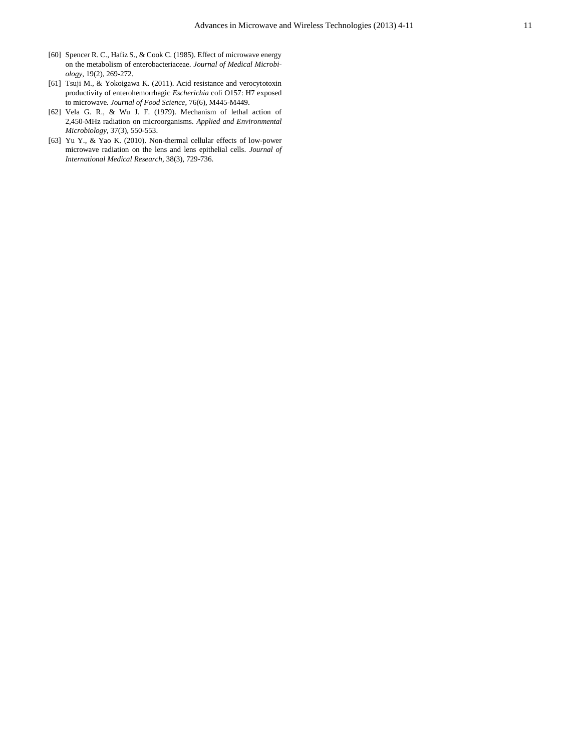[60] Spencer R. C., Hafiz S., & Cook C. (1985). Effect of microwave energy on the metabolism of enterobacteriaceae. *Journal of Medical Microbiology*, 19(2), 269-272.

[61] Tsuji M., & Yokoigawa K. (2011). Acid resistance and verocytotoxin productivity of enterohemorrhagic *Escherichia* coli O157: H7 exposed to microwave. *Journal of Food Science*, 76(6), M445-M449.

[62] Vela G. R., & Wu J. F. (1979). Mechanism of lethal action of 2,450-MHz radiation on microorganisms. *Applied and Environmental Microbiology*, 37(3), 550-553.

[63] Yu Y., & Yao K. (2010). Non-thermal cellular effects of low-power microwave radiation on the lens and lens epithelial cells. *Journal of International Medical Research*, 38(3), 729-736.